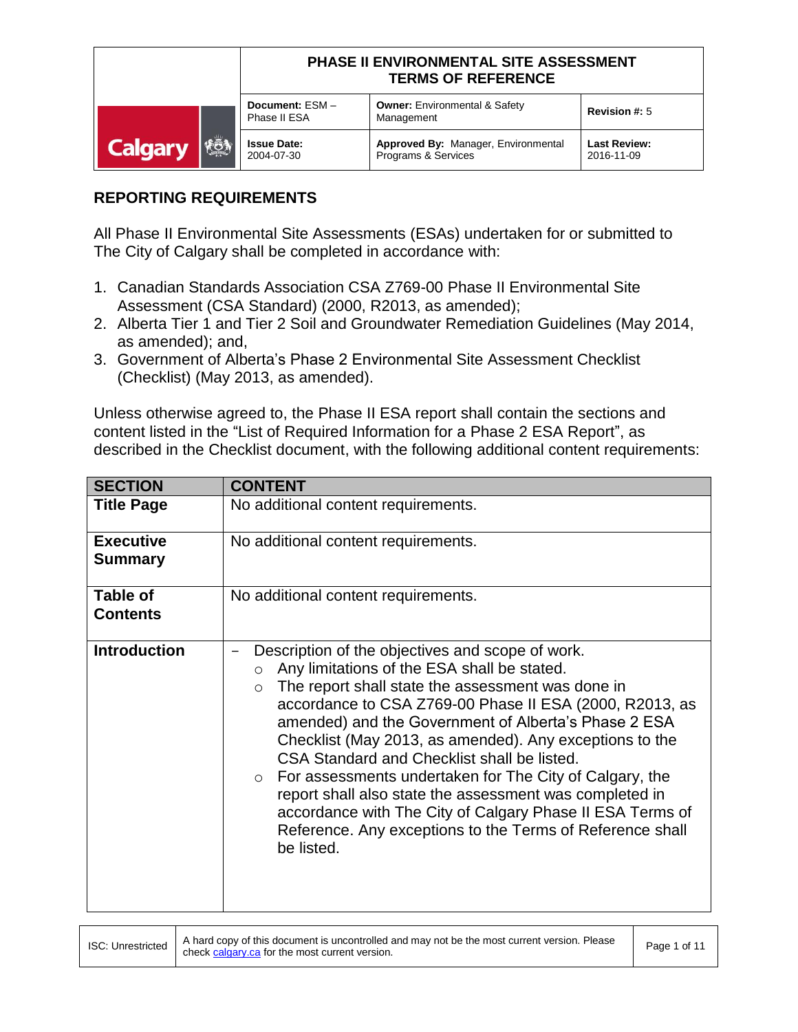| | PHASE II ENVIRONMENTAL SITE ASSESSMENT TERMS OF REFERENCE | | |
|---|---|---|---|
| Calgary | **Document:** ESM – Phase II ESA | **Owner:** Environmental & Safety Management | **Revision #:** 5 |
| | **Issue Date:** 2004-07-30 | **Approved By:** Manager, Environmental Programs & Services | **Last Review:** 2016-11-09 |

## REPORTING REQUIREMENTS

All Phase II Environmental Site Assessments (ESAs) undertaken for or submitted to The City of Calgary shall be completed in accordance with:

1. Canadian Standards Association CSA Z769-00 Phase II Environmental Site Assessment (CSA Standard) (2000, R2013, as amended);
2. Alberta Tier 1 and Tier 2 Soil and Groundwater Remediation Guidelines (May 2014, as amended); and,
3. Government of Alberta's Phase 2 Environmental Site Assessment Checklist (Checklist) (May 2013, as amended).

Unless otherwise agreed to, the Phase II ESA report shall contain the sections and content listed in the "List of Required Information for a Phase 2 ESA Report", as described in the Checklist document, with the following additional content requirements:

| SECTION | CONTENT |
|---|---|
| **Title Page** | No additional content requirements. |
| **Executive Summary** | No additional content requirements. |
| **Table of Contents** | No additional content requirements. |
| **Introduction** | – Description of the objectives and scope of work.<br>○ Any limitations of the ESA shall be stated.<br>○ The report shall state the assessment was done in accordance to CSA Z769-00 Phase II ESA (2000, R2013, as amended) and the Government of Alberta's Phase 2 ESA Checklist (May 2013, as amended). Any exceptions to the CSA Standard and Checklist shall be listed.<br>○ For assessments undertaken for The City of Calgary, the report shall also state the assessment was completed in accordance with The City of Calgary Phase II ESA Terms of Reference. Any exceptions to the Terms of Reference shall be listed. |

ISC: Unrestricted | A hard copy of this document is uncontrolled and may not be the most current version. Please check calgary.ca for the most current version.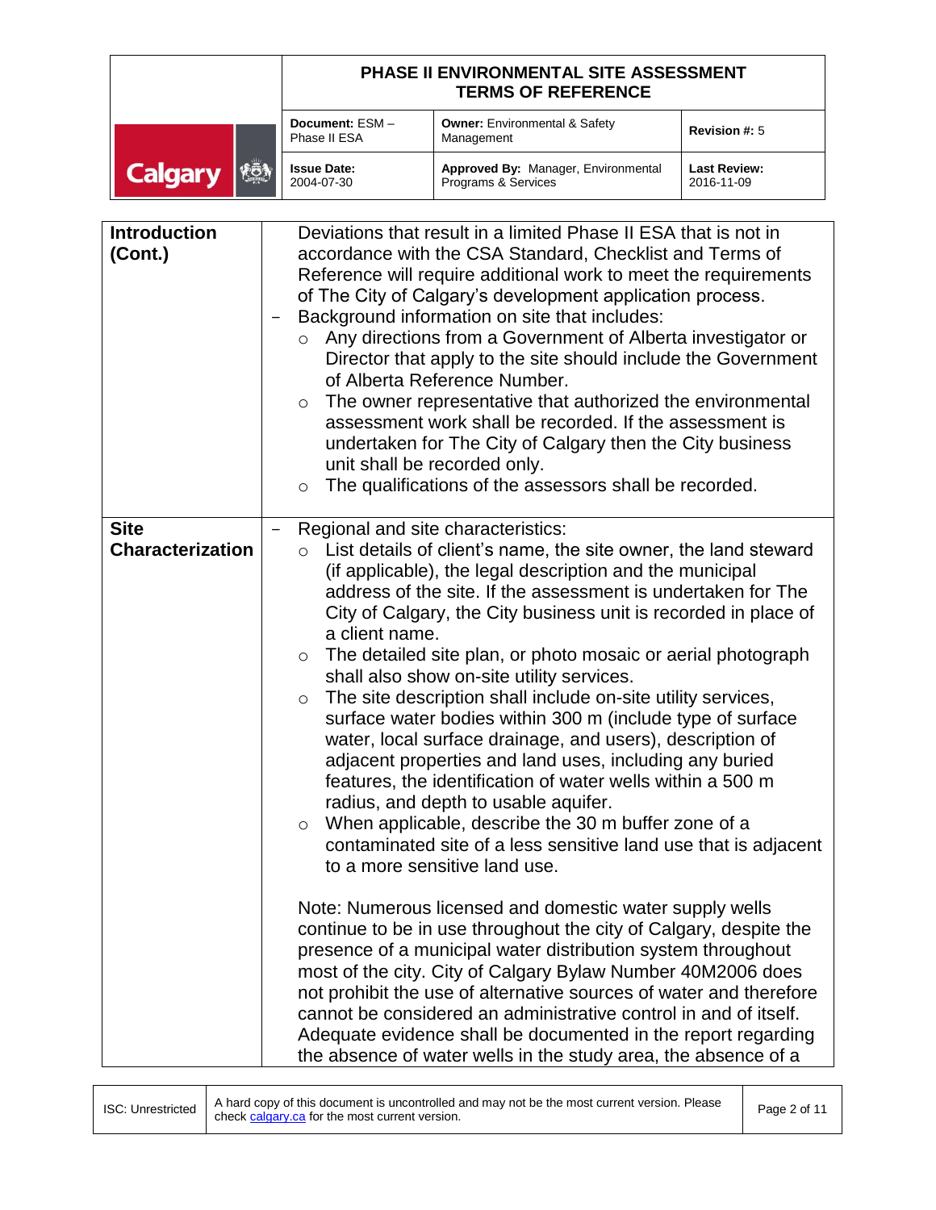| | |
|---|---|
| **Introduction (Cont.)** | Deviations that result in a limited Phase II ESA that is not in accordance with the CSA Standard, Checklist and Terms of Reference will require additional work to meet the requirements of The City of Calgary's development application process.<br>– Background information on site that includes:<br>&nbsp;&nbsp;○ Any directions from a Government of Alberta investigator or Director that apply to the site should include the Government of Alberta Reference Number.<br>&nbsp;&nbsp;○ The owner representative that authorized the environmental assessment work shall be recorded. If the assessment is undertaken for The City of Calgary then the City business unit shall be recorded only.<br>&nbsp;&nbsp;○ The qualifications of the assessors shall be recorded. |
| **Site Characterization** | – Regional and site characteristics:<br>&nbsp;&nbsp;○ List details of client's name, the site owner, the land steward (if applicable), the legal description and the municipal address of the site. If the assessment is undertaken for The City of Calgary, the City business unit is recorded in place of a client name.<br>&nbsp;&nbsp;○ The detailed site plan, or photo mosaic or aerial photograph shall also show on-site utility services.<br>&nbsp;&nbsp;○ The site description shall include on-site utility services, surface water bodies within 300 m (include type of surface water, local surface drainage, and users), description of adjacent properties and land uses, including any buried features, the identification of water wells within a 500 m radius, and depth to usable aquifer.<br>&nbsp;&nbsp;○ When applicable, describe the 30 m buffer zone of a contaminated site of a less sensitive land use that is adjacent to a more sensitive land use.<br><br>Note: Numerous licensed and domestic water supply wells continue to be in use throughout the city of Calgary, despite the presence of a municipal water distribution system throughout most of the city. City of Calgary Bylaw Number 40M2006 does not prohibit the use of alternative sources of water and therefore cannot be considered an administrative control in and of itself. Adequate evidence shall be documented in the report regarding the absence of water wells in the study area, the absence of a |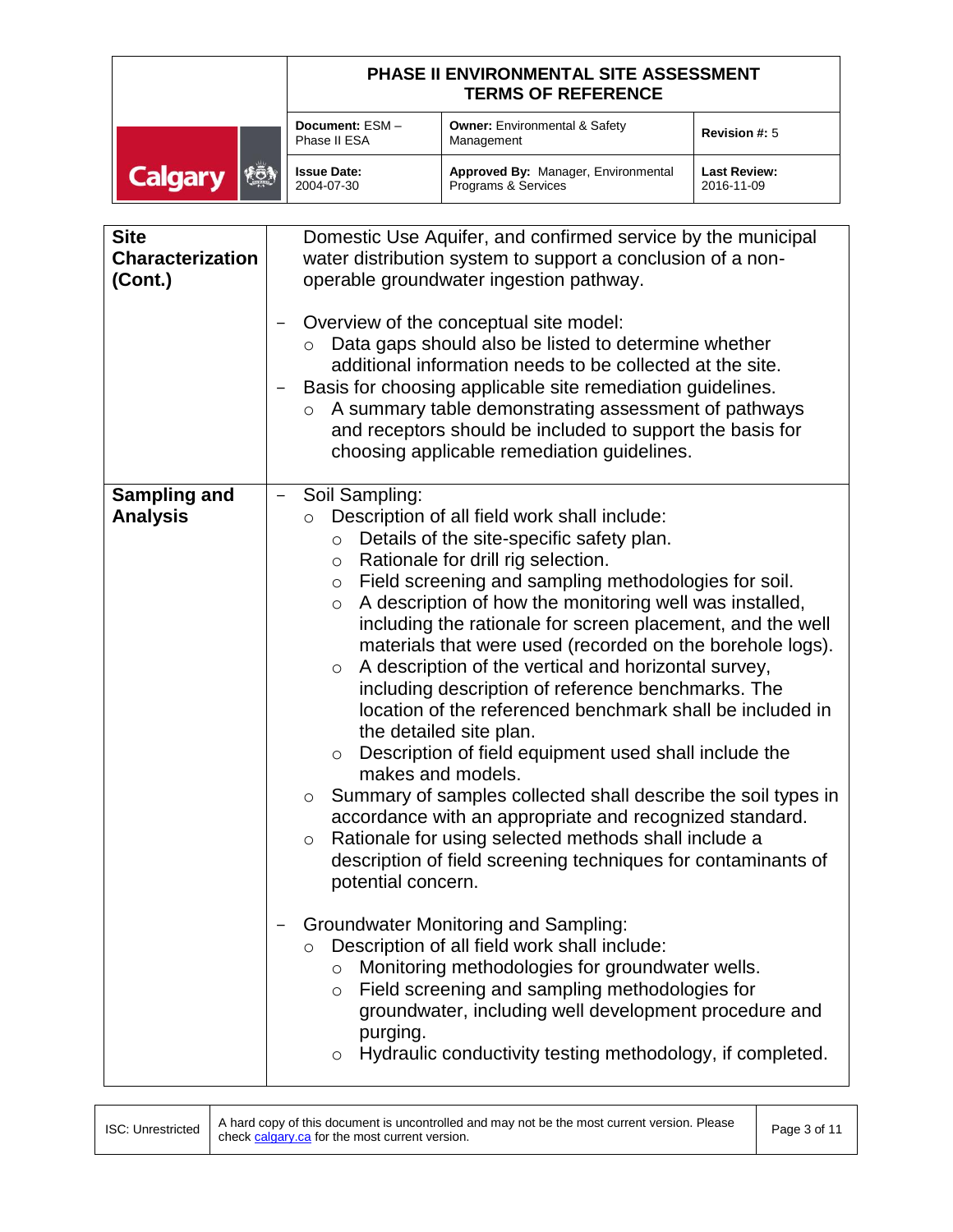| | |
|---|---|
| **Site Characterization (Cont.)** | Domestic Use Aquifer, and confirmed service by the municipal water distribution system to support a conclusion of a non-operable groundwater ingestion pathway.<br><br>– Overview of the conceptual site model:<br>&nbsp;&nbsp;&nbsp;&nbsp;○ Data gaps should also be listed to determine whether additional information needs to be collected at the site.<br>– Basis for choosing applicable site remediation guidelines.<br>&nbsp;&nbsp;&nbsp;&nbsp;○ A summary table demonstrating assessment of pathways and receptors should be included to support the basis for choosing applicable remediation guidelines. |
| **Sampling and Analysis** | – Soil Sampling:<br>&nbsp;&nbsp;&nbsp;&nbsp;○ Description of all field work shall include:<br>&nbsp;&nbsp;&nbsp;&nbsp;&nbsp;&nbsp;&nbsp;&nbsp;○ Details of the site-specific safety plan.<br>&nbsp;&nbsp;&nbsp;&nbsp;&nbsp;&nbsp;&nbsp;&nbsp;○ Rationale for drill rig selection.<br>&nbsp;&nbsp;&nbsp;&nbsp;&nbsp;&nbsp;&nbsp;&nbsp;○ Field screening and sampling methodologies for soil.<br>&nbsp;&nbsp;&nbsp;&nbsp;&nbsp;&nbsp;&nbsp;&nbsp;○ A description of how the monitoring well was installed, including the rationale for screen placement, and the well materials that were used (recorded on the borehole logs).<br>&nbsp;&nbsp;&nbsp;&nbsp;&nbsp;&nbsp;&nbsp;&nbsp;○ A description of the vertical and horizontal survey, including description of reference benchmarks. The location of the referenced benchmark shall be included in the detailed site plan.<br>&nbsp;&nbsp;&nbsp;&nbsp;&nbsp;&nbsp;&nbsp;&nbsp;○ Description of field equipment used shall include the makes and models.<br>&nbsp;&nbsp;&nbsp;&nbsp;○ Summary of samples collected shall describe the soil types in accordance with an appropriate and recognized standard.<br>&nbsp;&nbsp;&nbsp;&nbsp;○ Rationale for using selected methods shall include a description of field screening techniques for contaminants of potential concern.<br><br>– Groundwater Monitoring and Sampling:<br>&nbsp;&nbsp;&nbsp;&nbsp;○ Description of all field work shall include:<br>&nbsp;&nbsp;&nbsp;&nbsp;&nbsp;&nbsp;&nbsp;&nbsp;○ Monitoring methodologies for groundwater wells.<br>&nbsp;&nbsp;&nbsp;&nbsp;&nbsp;&nbsp;&nbsp;&nbsp;○ Field screening and sampling methodologies for groundwater, including well development procedure and purging.<br>&nbsp;&nbsp;&nbsp;&nbsp;&nbsp;&nbsp;&nbsp;&nbsp;○ Hydraulic conductivity testing methodology, if completed. |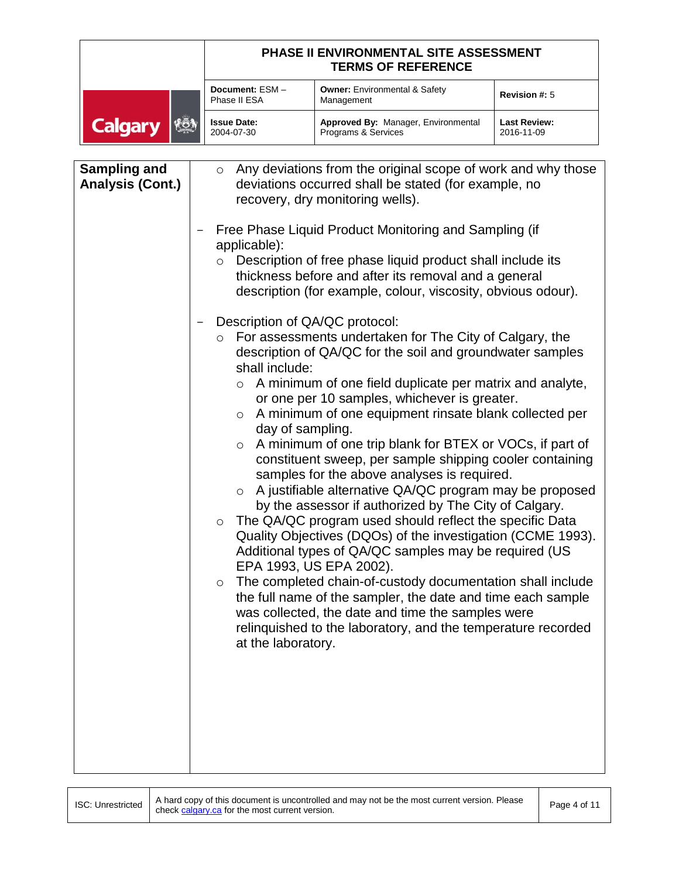| Sampling and Analysis (Cont.) | - Any deviations from the original scope of work and why those deviations occurred shall be stated (for example, no recovery, dry monitoring wells).<br><br>– Free Phase Liquid Product Monitoring and Sampling (if applicable):<br>  - Description of free phase liquid product shall include its thickness before and after its removal and a general description (for example, colour, viscosity, obvious odour).<br><br>– Description of QA/QC protocol:<br>  - For assessments undertaken for The City of Calgary, the description of QA/QC for the soil and groundwater samples shall include:<br>    - A minimum of one field duplicate per matrix and analyte, or one per 10 samples, whichever is greater.<br>    - A minimum of one equipment rinsate blank collected per day of sampling.<br>    - A minimum of one trip blank for BTEX or VOCs, if part of constituent sweep, per sample shipping cooler containing samples for the above analyses is required.<br>    - A justifiable alternative QA/QC program may be proposed by the assessor if authorized by The City of Calgary.<br>  - The QA/QC program used should reflect the specific Data Quality Objectives (DQOs) of the investigation (CCME 1993). Additional types of QA/QC samples may be required (US EPA 1993, US EPA 2002).<br>  - The completed chain-of-custody documentation shall include the full name of the sampler, the date and time each sample was collected, the date and time the samples were relinquished to the laboratory, and the temperature recorded at the laboratory. |
|---|---|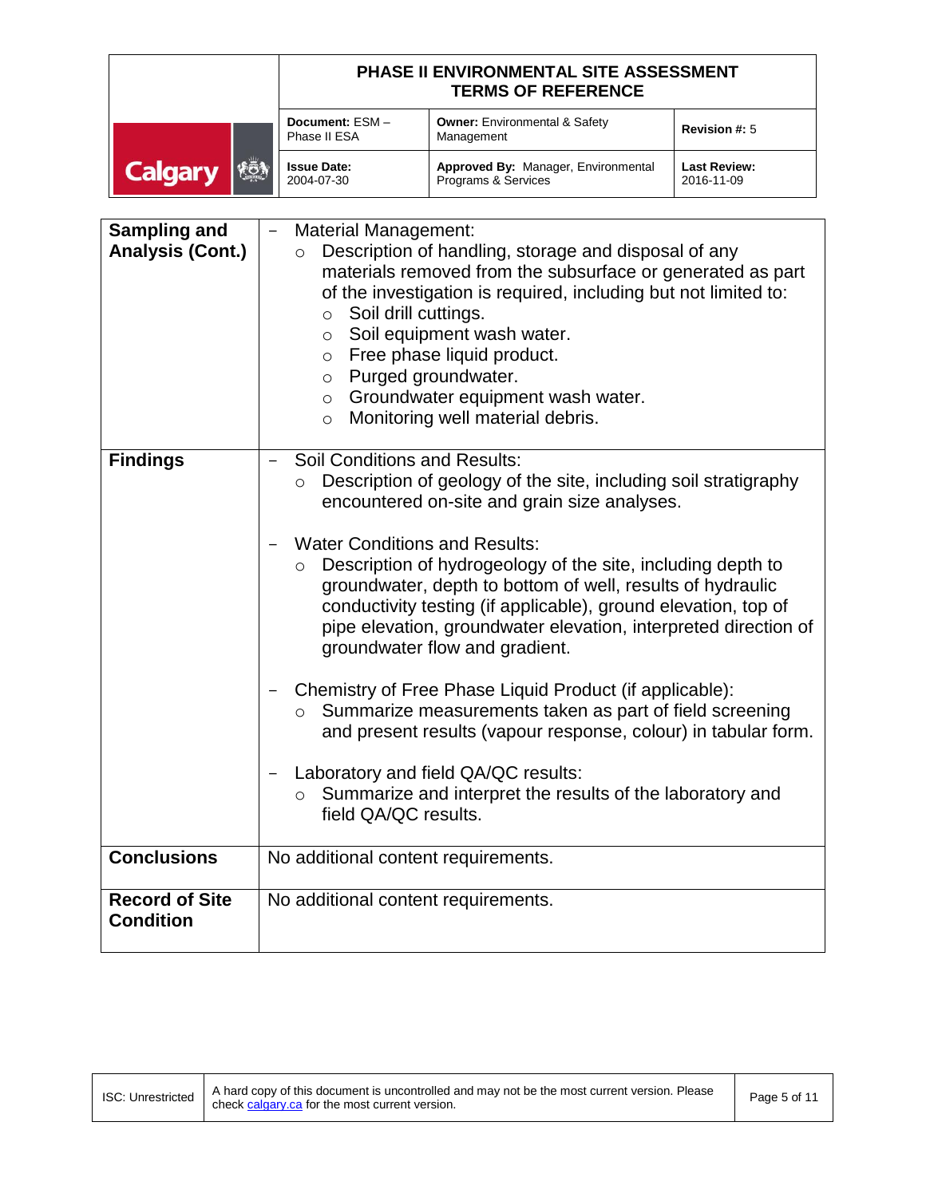| | |
|---|---|
| **Sampling and Analysis (Cont.)** | – Material Management:<br>○ Description of handling, storage and disposal of any materials removed from the subsurface or generated as part of the investigation is required, including but not limited to:<br>○ Soil drill cuttings.<br>○ Soil equipment wash water.<br>○ Free phase liquid product.<br>○ Purged groundwater.<br>○ Groundwater equipment wash water.<br>○ Monitoring well material debris. |
| **Findings** | – Soil Conditions and Results:<br>○ Description of geology of the site, including soil stratigraphy encountered on-site and grain size analyses.<br><br>– Water Conditions and Results:<br>○ Description of hydrogeology of the site, including depth to groundwater, depth to bottom of well, results of hydraulic conductivity testing (if applicable), ground elevation, top of pipe elevation, groundwater elevation, interpreted direction of groundwater flow and gradient.<br><br>– Chemistry of Free Phase Liquid Product (if applicable):<br>○ Summarize measurements taken as part of field screening and present results (vapour response, colour) in tabular form.<br><br>– Laboratory and field QA/QC results:<br>○ Summarize and interpret the results of the laboratory and field QA/QC results. |
| **Conclusions** | No additional content requirements. |
| **Record of Site Condition** | No additional content requirements. |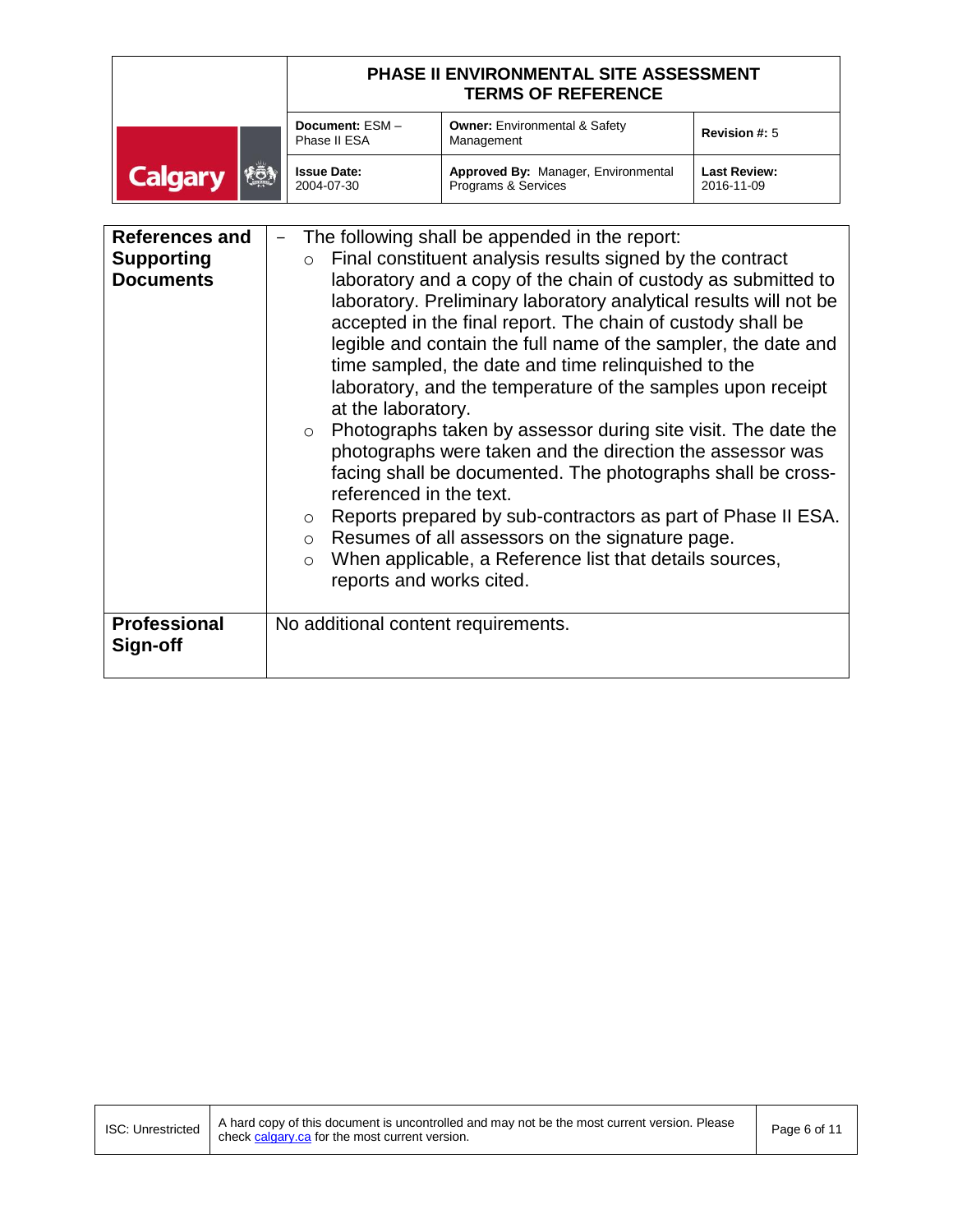| | |
|---|---|
| **References and Supporting Documents** | – The following shall be appended in the report:<br>○ Final constituent analysis results signed by the contract laboratory and a copy of the chain of custody as submitted to laboratory. Preliminary laboratory analytical results will not be accepted in the final report. The chain of custody shall be legible and contain the full name of the sampler, the date and time sampled, the date and time relinquished to the laboratory, and the temperature of the samples upon receipt at the laboratory.<br>○ Photographs taken by assessor during site visit. The date the photographs were taken and the direction the assessor was facing shall be documented. The photographs shall be cross-referenced in the text.<br>○ Reports prepared by sub-contractors as part of Phase II ESA.<br>○ Resumes of all assessors on the signature page.<br>○ When applicable, a Reference list that details sources, reports and works cited. |
| **Professional Sign-off** | No additional content requirements. |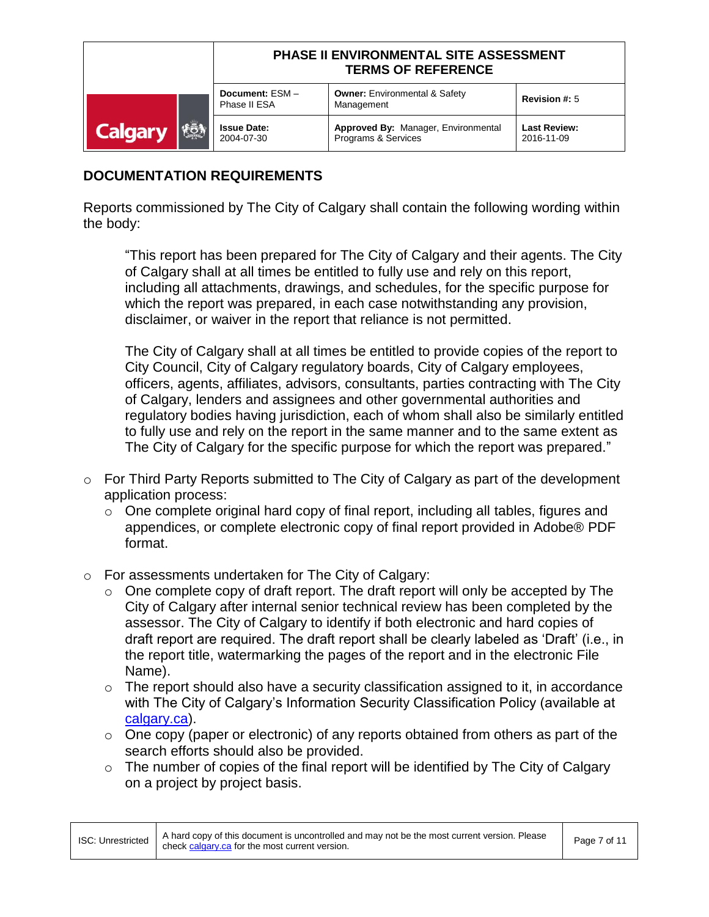## DOCUMENTATION REQUIREMENTS

Reports commissioned by The City of Calgary shall contain the following wording within the body:

> "This report has been prepared for The City of Calgary and their agents. The City of Calgary shall at all times be entitled to fully use and rely on this report, including all attachments, drawings, and schedules, for the specific purpose for which the report was prepared, in each case notwithstanding any provision, disclaimer, or waiver in the report that reliance is not permitted.
>
> The City of Calgary shall at all times be entitled to provide copies of the report to City Council, City of Calgary regulatory boards, City of Calgary employees, officers, agents, affiliates, advisors, consultants, parties contracting with The City of Calgary, lenders and assignees and other governmental authorities and regulatory bodies having jurisdiction, each of whom shall also be similarly entitled to fully use and rely on the report in the same manner and to the same extent as The City of Calgary for the specific purpose for which the report was prepared."

- For Third Party Reports submitted to The City of Calgary as part of the development application process:
  - One complete original hard copy of final report, including all tables, figures and appendices, or complete electronic copy of final report provided in Adobe® PDF format.

- For assessments undertaken for The City of Calgary:
  - One complete copy of draft report. The draft report will only be accepted by The City of Calgary after internal senior technical review has been completed by the assessor. The City of Calgary to identify if both electronic and hard copies of draft report are required. The draft report shall be clearly labeled as 'Draft' (i.e., in the report title, watermarking the pages of the report and in the electronic File Name).
  - The report should also have a security classification assigned to it, in accordance with The City of Calgary's Information Security Classification Policy (available at calgary.ca).
  - One copy (paper or electronic) of any reports obtained from others as part of the search efforts should also be provided.
  - The number of copies of the final report will be identified by The City of Calgary on a project by project basis.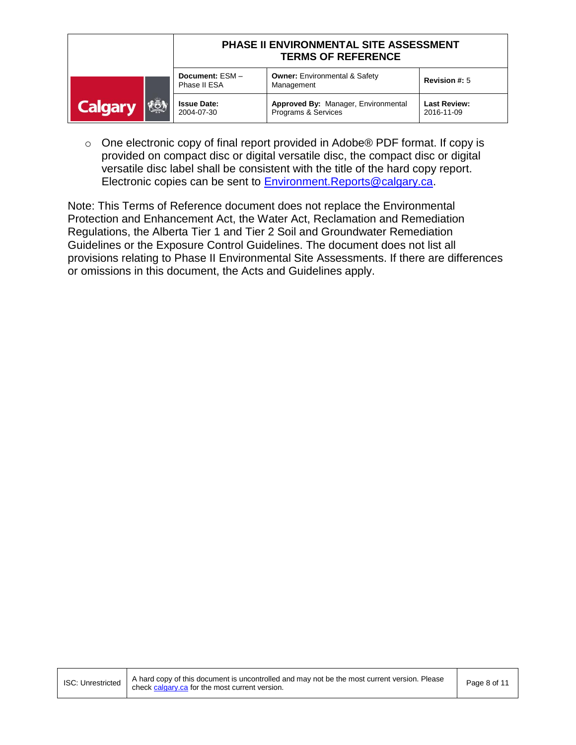- One electronic copy of final report provided in Adobe® PDF format. If copy is provided on compact disc or digital versatile disc, the compact disc or digital versatile disc label shall be consistent with the title of the hard copy report. Electronic copies can be sent to Environment.Reports@calgary.ca.

Note: This Terms of Reference document does not replace the Environmental Protection and Enhancement Act, the Water Act, Reclamation and Remediation Regulations, the Alberta Tier 1 and Tier 2 Soil and Groundwater Remediation Guidelines or the Exposure Control Guidelines. The document does not list all provisions relating to Phase II Environmental Site Assessments. If there are differences or omissions in this document, the Acts and Guidelines apply.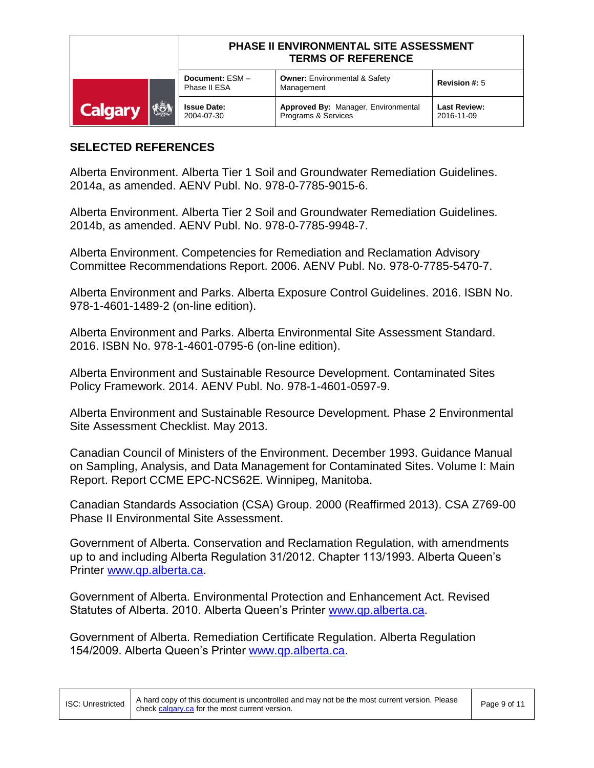## SELECTED REFERENCES

Alberta Environment. Alberta Tier 1 Soil and Groundwater Remediation Guidelines. 2014a, as amended. AENV Publ. No. 978-0-7785-9015-6.

Alberta Environment. Alberta Tier 2 Soil and Groundwater Remediation Guidelines. 2014b, as amended. AENV Publ. No. 978-0-7785-9948-7.

Alberta Environment. Competencies for Remediation and Reclamation Advisory Committee Recommendations Report. 2006. AENV Publ. No. 978-0-7785-5470-7.

Alberta Environment and Parks. Alberta Exposure Control Guidelines. 2016. ISBN No. 978-1-4601-1489-2 (on-line edition).

Alberta Environment and Parks. Alberta Environmental Site Assessment Standard. 2016. ISBN No. 978-1-4601-0795-6 (on-line edition).

Alberta Environment and Sustainable Resource Development. Contaminated Sites Policy Framework. 2014. AENV Publ. No. 978-1-4601-0597-9.

Alberta Environment and Sustainable Resource Development. Phase 2 Environmental Site Assessment Checklist. May 2013.

Canadian Council of Ministers of the Environment. December 1993. Guidance Manual on Sampling, Analysis, and Data Management for Contaminated Sites. Volume I: Main Report. Report CCME EPC-NCS62E. Winnipeg, Manitoba.

Canadian Standards Association (CSA) Group. 2000 (Reaffirmed 2013). CSA Z769-00 Phase II Environmental Site Assessment.

Government of Alberta. Conservation and Reclamation Regulation, with amendments up to and including Alberta Regulation 31/2012. Chapter 113/1993. Alberta Queen's Printer www.qp.alberta.ca.

Government of Alberta. Environmental Protection and Enhancement Act. Revised Statutes of Alberta. 2010. Alberta Queen's Printer www.qp.alberta.ca.

Government of Alberta. Remediation Certificate Regulation. Alberta Regulation 154/2009. Alberta Queen's Printer www.qp.alberta.ca.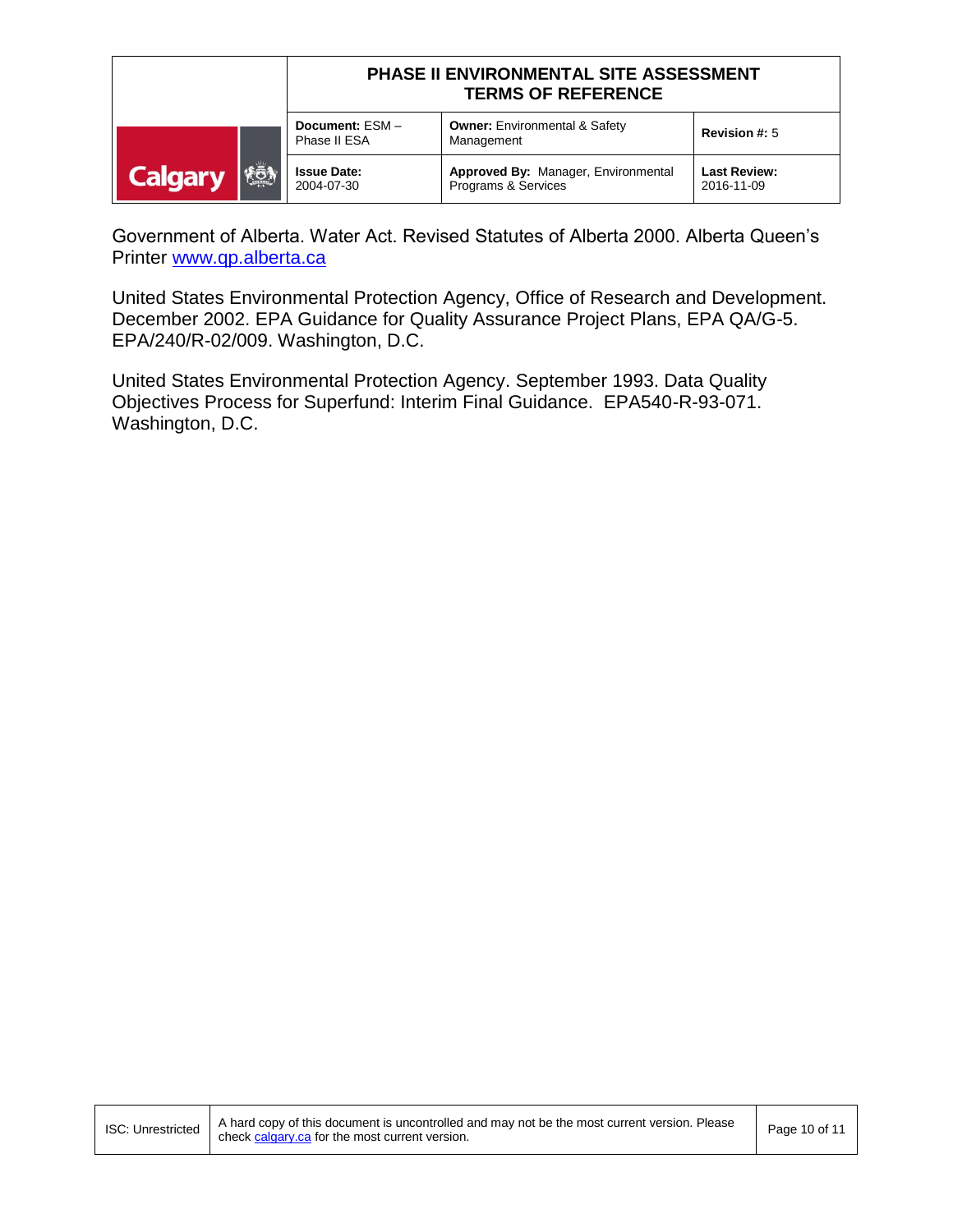Government of Alberta. Water Act. Revised Statutes of Alberta 2000. Alberta Queen's Printer www.qp.alberta.ca

United States Environmental Protection Agency, Office of Research and Development. December 2002. EPA Guidance for Quality Assurance Project Plans, EPA QA/G-5. EPA/240/R-02/009. Washington, D.C.

United States Environmental Protection Agency. September 1993. Data Quality Objectives Process for Superfund: Interim Final Guidance. EPA540-R-93-071. Washington, D.C.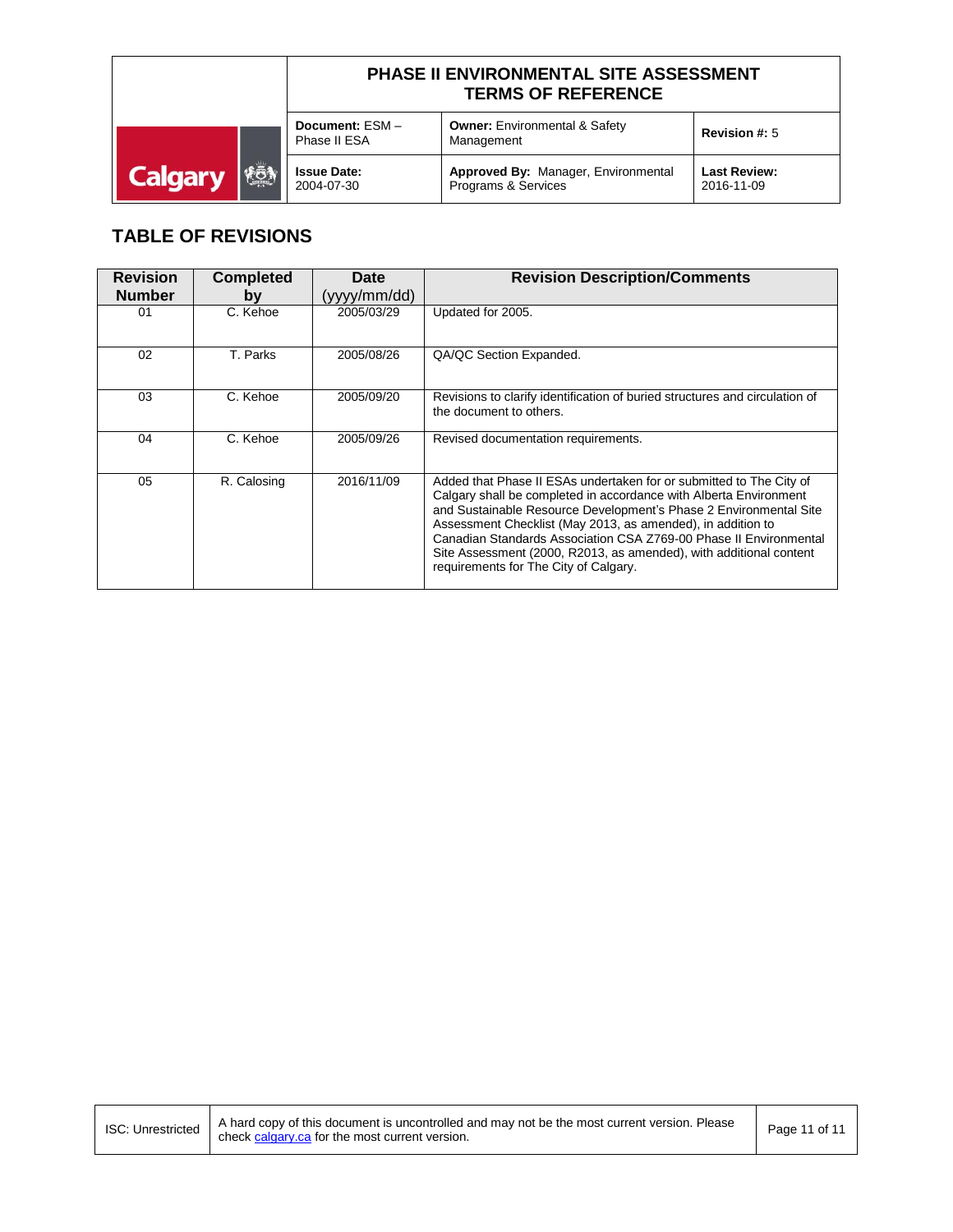| | PHASE II ENVIRONMENTAL SITE ASSESSMENT TERMS OF REFERENCE | | |
|---|---|---|---|
| Calgary | **Document:** ESM – Phase II ESA | **Owner:** Environmental & Safety Management | **Revision #:** 5 |
| | **Issue Date:** 2004-07-30 | **Approved By:** Manager, Environmental Programs & Services | **Last Review:** 2016-11-09 |

## TABLE OF REVISIONS

| Revision Number | Completed by | Date (yyyy/mm/dd) | Revision Description/Comments |
|---|---|---|---|
| 01 | C. Kehoe | 2005/03/29 | Updated for 2005. |
| 02 | T. Parks | 2005/08/26 | QA/QC Section Expanded. |
| 03 | C. Kehoe | 2005/09/20 | Revisions to clarify identification of buried structures and circulation of the document to others. |
| 04 | C. Kehoe | 2005/09/26 | Revised documentation requirements. |
| 05 | R. Calosing | 2016/11/09 | Added that Phase II ESAs undertaken for or submitted to The City of Calgary shall be completed in accordance with Alberta Environment and Sustainable Resource Development's Phase 2 Environmental Site Assessment Checklist (May 2013, as amended), in addition to Canadian Standards Association CSA Z769-00 Phase II Environmental Site Assessment (2000, R2013, as amended), with additional content requirements for The City of Calgary. |